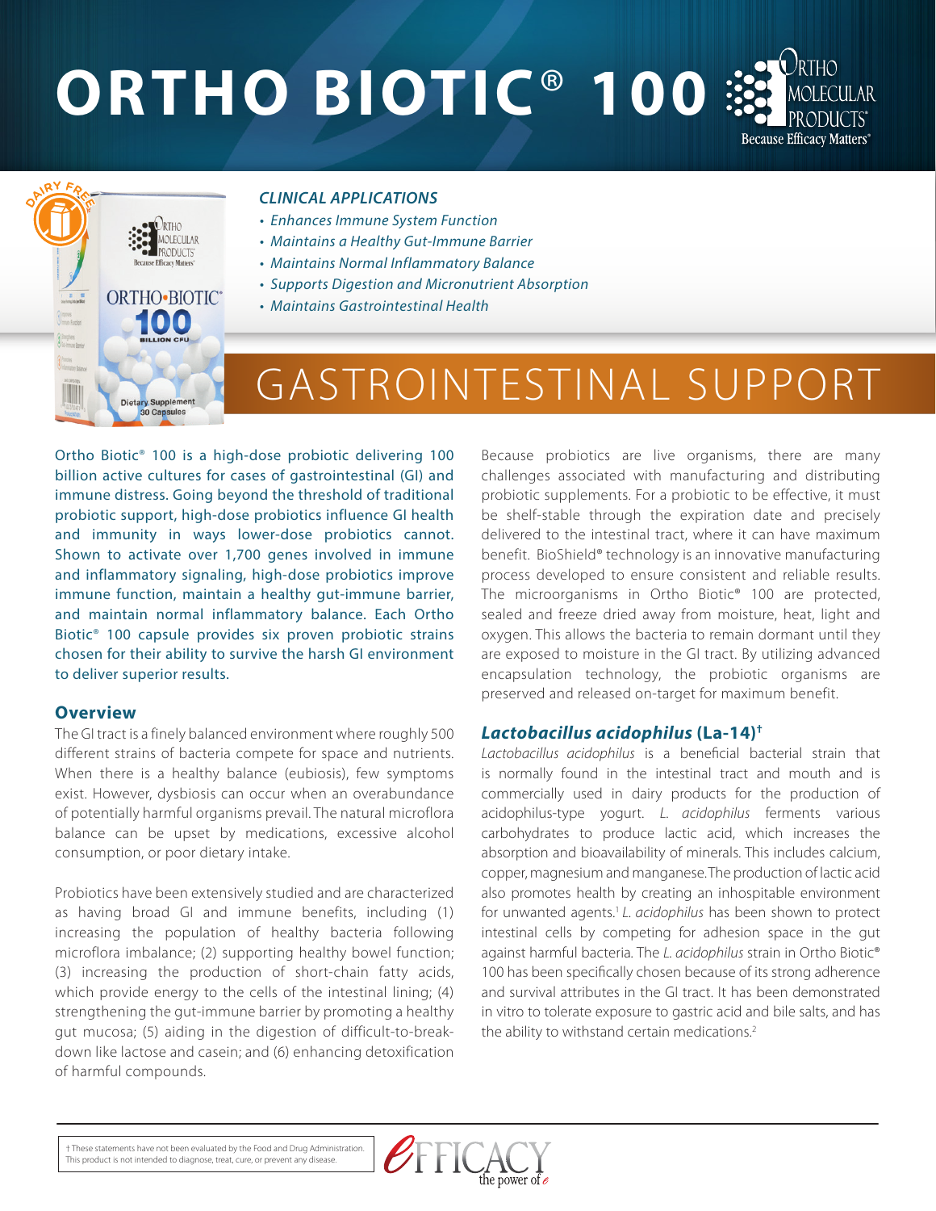# ORTHO BIOTIC® 100

### *CLINICAL APPLICATIONS*

- *Enhances Immune System Function*
- *Maintains a Healthy Gut-Immune Barrier*
- *Maintains Normal Inflammatory Balance*
- *Supports Digestion and Micronutrient Absorption*
- *Maintains Gastrointestinal Health*

## GASTROINTESTINAL SUPPORT

Ortho Biotic® 100 is a high-dose probiotic delivering 100 billion active cultures for cases of gastrointestinal (GI) and immune distress. Going beyond the threshold of traditional probiotic support, high-dose probiotics influence GI health and immunity in ways lower-dose probiotics cannot. Shown to activate over 1,700 genes involved in immune and inflammatory signaling, high-dose probiotics improve immune function, maintain a healthy gut-immune barrier, and maintain normal inflammatory balance. Each Ortho Biotic® 100 capsule provides six proven probiotic strains chosen for their ability to survive the harsh GI environment to deliver superior results.

### Overview

The GI tract is a finely balanced environment where roughly 500 different strains of bacteria compete for space and nutrients. When there is a healthy balance (eubiosis), few symptoms exist. However, dysbiosis can occur when an overabundance of potentially harmful organisms prevail. The natural microflora balance can be upset by medications, excessive alcohol consumption, or poor dietary intake.

Probiotics have been extensively studied and are characterized as having broad GI and immune benefits, including (1) increasing the population of healthy bacteria following microflora imbalance; (2) supporting healthy bowel function; (3) increasing the production of short-chain fatty acids, which provide energy to the cells of the intestinal lining; (4) strengthening the gut-immune barrier by promoting a healthy gut mucosa; (5) aiding in the digestion of difficult-to-break-down like lactose and casein; and (6) enhancing detoxification of harmful compounds.

Because probiotics are live organisms, there are many challenges associated with manufacturing and distributing probiotic supplements. For a probiotic to be effective, it must be shelf-stable through the expiration date and precisely delivered to the intestinal tract, where it can have maximum benefit. BioShield® technology is an innovative manufacturing process developed to ensure consistent and reliable results. The microorganisms in Ortho Biotic® 100 are protected, sealed and freeze dried away from moisture, heat, light and oxygen. This allows the bacteria to remain dormant until they are exposed to moisture in the GI tract. By utilizing advanced encapsulation technology, the probiotic organisms are preserved and released on-target for maximum benefit.

### *Lactobacillus acidophilus* (La-14)†

*Lactobacillus acidophilus* is a beneficial bacterial strain that is normally found in the intestinal tract and mouth and is commercially used in dairy products for the production of acidophilus-type yogurt. *L. acidophilus* ferments various carbohydrates to produce lactic acid, which increases the absorption and bioavailability of minerals. This includes calcium, copper, magnesium and manganese. The production of lactic acid also promotes health by creating an inhospitable environment for unwanted agents.[1] *L. acidophilus* has been shown to protect intestinal cells by competing for adhesion space in the gut against harmful bacteria. The *L. acidophilus* strain in Ortho Biotic® 100 has been specifically chosen because of its strong adherence and survival attributes in the GI tract. It has been demonstrated in vitro to tolerate exposure to gastric acid and bile salts, and has the ability to withstand certain medications.[2]

† These statements have not been evaluated by the Food and Drug Administration. This product is not intended to diagnose, treat, cure, or prevent any disease.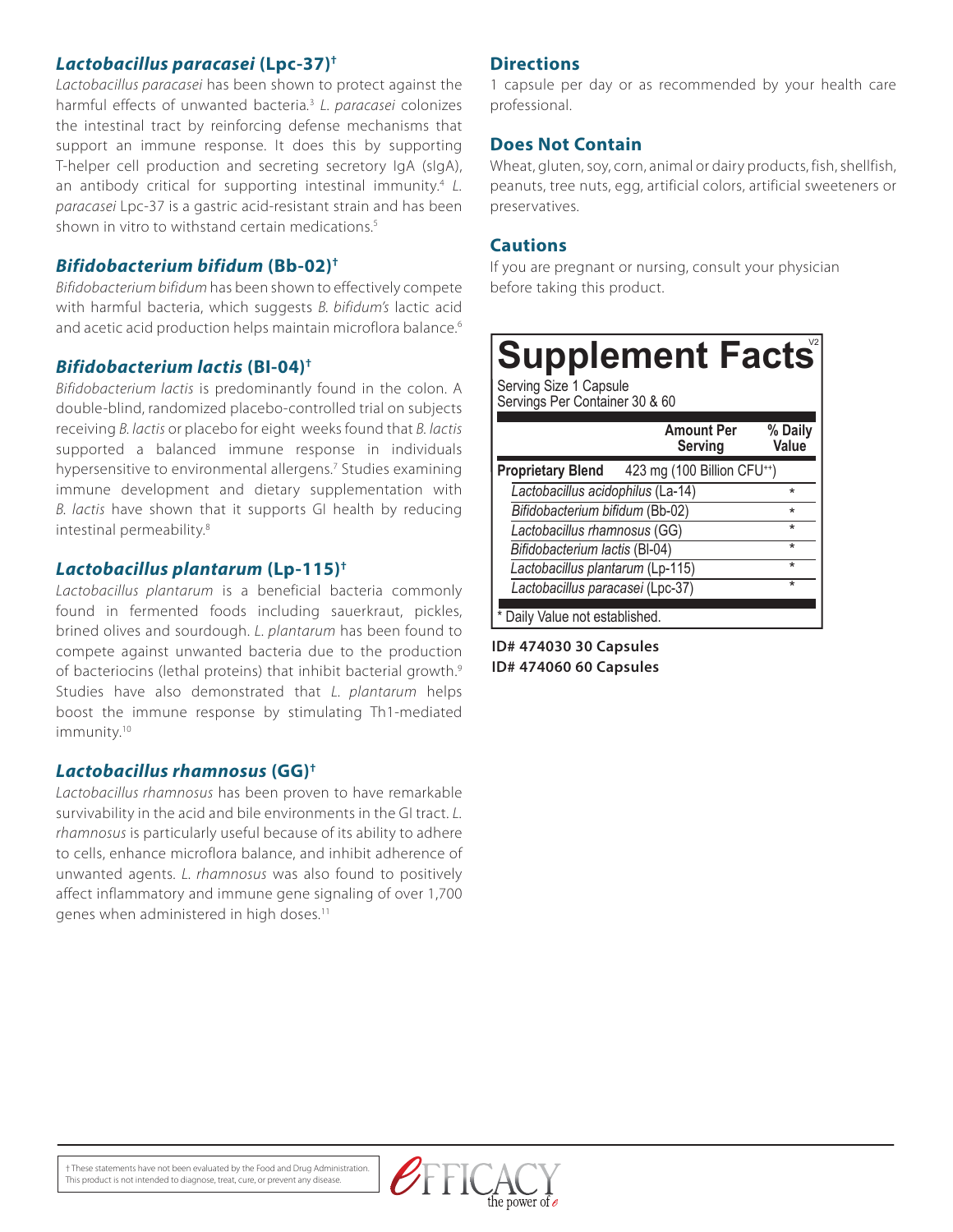### *Lactobacillus paracasei* (Lpc-37)†

*Lactobacillus paracasei* has been shown to protect against the harmful effects of unwanted bacteria.[3] *L. paracasei* colonizes the intestinal tract by reinforcing defense mechanisms that support an immune response. It does this by supporting T-helper cell production and secreting secretory IgA (sIgA), an antibody critical for supporting intestinal immunity.[4] *L. paracasei* Lpc-37 is a gastric acid-resistant strain and has been shown in vitro to withstand certain medications.[5]

### *Bifidobacterium bifidum* (Bb-02)†

*Bifidobacterium bifidum* has been shown to effectively compete with harmful bacteria, which suggests *B. bifidum's* lactic acid and acetic acid production helps maintain microflora balance.[6]

### *Bifidobacterium lactis* (Bl-04)†

*Bifidobacterium lactis* is predominantly found in the colon. A double-blind, randomized placebo-controlled trial on subjects receiving *B. lactis* or placebo for eight weeks found that *B. lactis* supported a balanced immune response in individuals hypersensitive to environmental allergens.[7] Studies examining immune development and dietary supplementation with *B. lactis* have shown that it supports GI health by reducing intestinal permeability.[8]

### *Lactobacillus plantarum* (Lp-115)†

*Lactobacillus plantarum* is a beneficial bacteria commonly found in fermented foods including sauerkraut, pickles, brined olives and sourdough. *L. plantarum* has been found to compete against unwanted bacteria due to the production of bacteriocins (lethal proteins) that inhibit bacterial growth.[9] Studies have also demonstrated that *L. plantarum* helps boost the immune response by stimulating Th1-mediated immunity.[10]

### *Lactobacillus rhamnosus* (GG)†

*Lactobacillus rhamnosus* has been proven to have remarkable survivability in the acid and bile environments in the GI tract. *L. rhamnosus* is particularly useful because of its ability to adhere to cells, enhance microflora balance, and inhibit adherence of unwanted agents. *L. rhamnosus* was also found to positively affect inflammatory and immune gene signaling of over 1,700 genes when administered in high doses.[11]

### Directions

1 capsule per day or as recommended by your health care professional.

### Does Not Contain

Wheat, gluten, soy, corn, animal or dairy products, fish, shellfish, peanuts, tree nuts, egg, artificial colors, artificial sweeteners or preservatives.

### Cautions

If you are pregnant or nursing, consult your physician before taking this product.

## Supplement Facts

Serving Size 1 Capsule
Servings Per Container 30 & 60

| | Amount Per Serving | % Daily Value |
|---|---|---|
| **Proprietary Blend** | 423 mg (100 Billion CFU++) | |
| *Lactobacillus acidophilus* (La-14) | | * |
| *Bifidobacterium bifidum* (Bb-02) | | * |
| *Lactobacillus rhamnosus* (GG) | | * |
| *Bifidobacterium lactis* (Bl-04) | | * |
| *Lactobacillus plantarum* (Lp-115) | | * |
| *Lactobacillus paracasei* (Lpc-37) | | * |

* Daily Value not established.

**ID# 474030 30 Capsules**
**ID# 474060 60 Capsules**

† These statements have not been evaluated by the Food and Drug Administration. This product is not intended to diagnose, treat, cure, or prevent any disease.

EFFICACY the power of e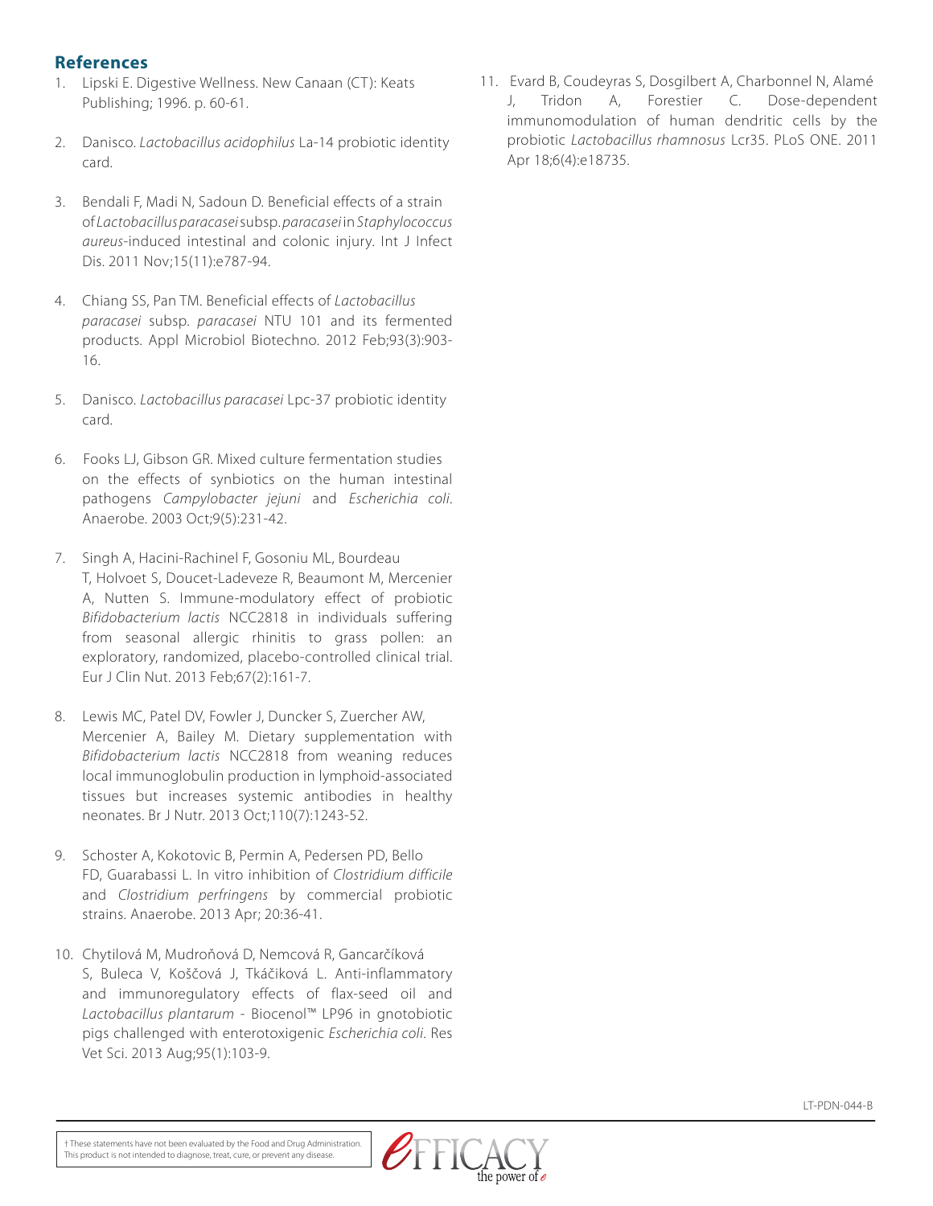## References

1. Lipski E. Digestive Wellness. New Canaan (CT): Keats Publishing; 1996. p. 60-61.

2. Danisco. *Lactobacillus acidophilus* La-14 probiotic identity card.

3. Bendali F, Madi N, Sadoun D. Beneficial effects of a strain of *Lactobacillus paracasei* subsp. *paracasei* in *Staphylococcus aureus*-induced intestinal and colonic injury. Int J Infect Dis. 2011 Nov;15(11):e787-94.

4. Chiang SS, Pan TM. Beneficial effects of *Lactobacillus paracasei* subsp. *paracasei* NTU 101 and its fermented products. Appl Microbiol Biotechno. 2012 Feb;93(3):903-16.

5. Danisco. *Lactobacillus paracasei* Lpc-37 probiotic identity card.

6. Fooks LJ, Gibson GR. Mixed culture fermentation studies on the effects of synbiotics on the human intestinal pathogens *Campylobacter jejuni* and *Escherichia coli*. Anaerobe. 2003 Oct;9(5):231-42.

7. Singh A, Hacini-Rachinel F, Gosoniu ML, Bourdeau T, Holvoet S, Doucet-Ladeveze R, Beaumont M, Mercenier A, Nutten S. Immune-modulatory effect of probiotic *Bifidobacterium lactis* NCC2818 in individuals suffering from seasonal allergic rhinitis to grass pollen: an exploratory, randomized, placebo-controlled clinical trial. Eur J Clin Nut. 2013 Feb;67(2):161-7.

8. Lewis MC, Patel DV, Fowler J, Duncker S, Zuercher AW, Mercenier A, Bailey M. Dietary supplementation with *Bifidobacterium lactis* NCC2818 from weaning reduces local immunoglobulin production in lymphoid-associated tissues but increases systemic antibodies in healthy neonates. Br J Nutr. 2013 Oct;110(7):1243-52.

9. Schoster A, Kokotovic B, Permin A, Pedersen PD, Bello FD, Guarabassi L. In vitro inhibition of *Clostridium difficile* and *Clostridium perfringens* by commercial probiotic strains. Anaerobe. 2013 Apr; 20:36-41.

10. Chytilová M, Mudroňová D, Nemcová R, Gancarčíková S, Buleca V, Koščová J, Tkáčiková L. Anti-inflammatory and immunoregulatory effects of flax-seed oil and *Lactobacillus plantarum* - Biocenol™ LP96 in gnotobiotic pigs challenged with enterotoxigenic *Escherichia coli*. Res Vet Sci. 2013 Aug;95(1):103-9.

11. Evard B, Coudeyras S, Dosgilbert A, Charbonnel N, Alamé J, Tridon A, Forestier C. Dose-dependent immunomodulation of human dendritic cells by the probiotic *Lactobacillus rhamnosus* Lcr35. PLoS ONE. 2011 Apr 18;6(4):e18735.

LT-PDN-044-B

† These statements have not been evaluated by the Food and Drug Administration. This product is not intended to diagnose, treat, cure, or prevent any disease.

eFFICACY the power of e